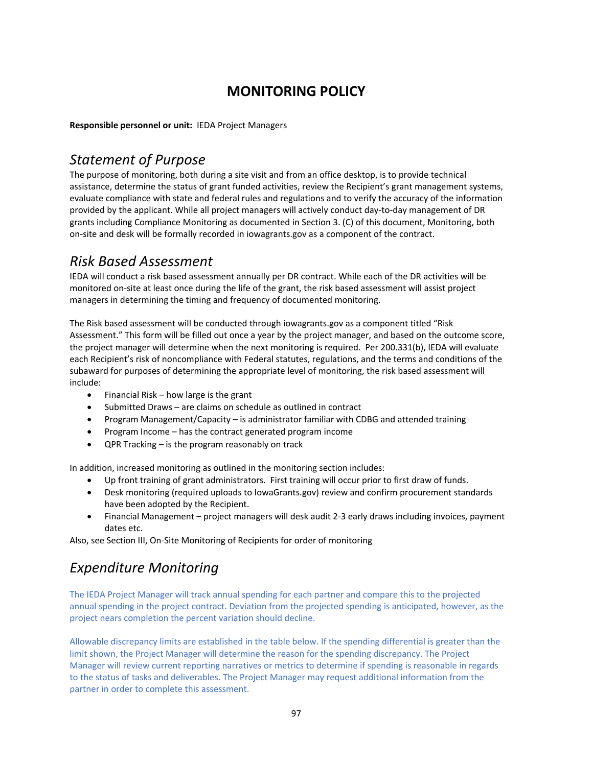# MONITORING POLICY

**Responsible personnel or unit:** IEDA Project Managers

## *Statement of Purpose*

The purpose of monitoring, both during a site visit and from an office desktop, is to provide technical assistance, determine the status of grant funded activities, review the Recipient's grant management systems, evaluate compliance with state and federal rules and regulations and to verify the accuracy of the information provided by the applicant. While all project managers will actively conduct day-to-day management of DR grants including Compliance Monitoring as documented in Section 3. (C) of this document, Monitoring, both on-site and desk will be formally recorded in iowagrants.gov as a component of the contract.

## *Risk Based Assessment*

IEDA will conduct a risk based assessment annually per DR contract. While each of the DR activities will be monitored on-site at least once during the life of the grant, the risk based assessment will assist project managers in determining the timing and frequency of documented monitoring.

The Risk based assessment will be conducted through iowagrants.gov as a component titled "Risk Assessment." This form will be filled out once a year by the project manager, and based on the outcome score, the project manager will determine when the next monitoring is required. Per 200.331(b), IEDA will evaluate each Recipient's risk of noncompliance with Federal statutes, regulations, and the terms and conditions of the subaward for purposes of determining the appropriate level of monitoring, the risk based assessment will include:

- Financial Risk – how large is the grant
- Submitted Draws – are claims on schedule as outlined in contract
- Program Management/Capacity – is administrator familiar with CDBG and attended training
- Program Income – has the contract generated program income
- QPR Tracking – is the program reasonably on track

In addition, increased monitoring as outlined in the monitoring section includes:

- Up front training of grant administrators. First training will occur prior to first draw of funds.
- Desk monitoring (required uploads to IowaGrants.gov) review and confirm procurement standards have been adopted by the Recipient.
- Financial Management – project managers will desk audit 2-3 early draws including invoices, payment dates etc.

Also, see Section III, On-Site Monitoring of Recipients for order of monitoring

## *Expenditure Monitoring*

The IEDA Project Manager will track annual spending for each partner and compare this to the projected annual spending in the project contract. Deviation from the projected spending is anticipated, however, as the project nears completion the percent variation should decline.

Allowable discrepancy limits are established in the table below. If the spending differential is greater than the limit shown, the Project Manager will determine the reason for the spending discrepancy. The Project Manager will review current reporting narratives or metrics to determine if spending is reasonable in regards to the status of tasks and deliverables. The Project Manager may request additional information from the partner in order to complete this assessment.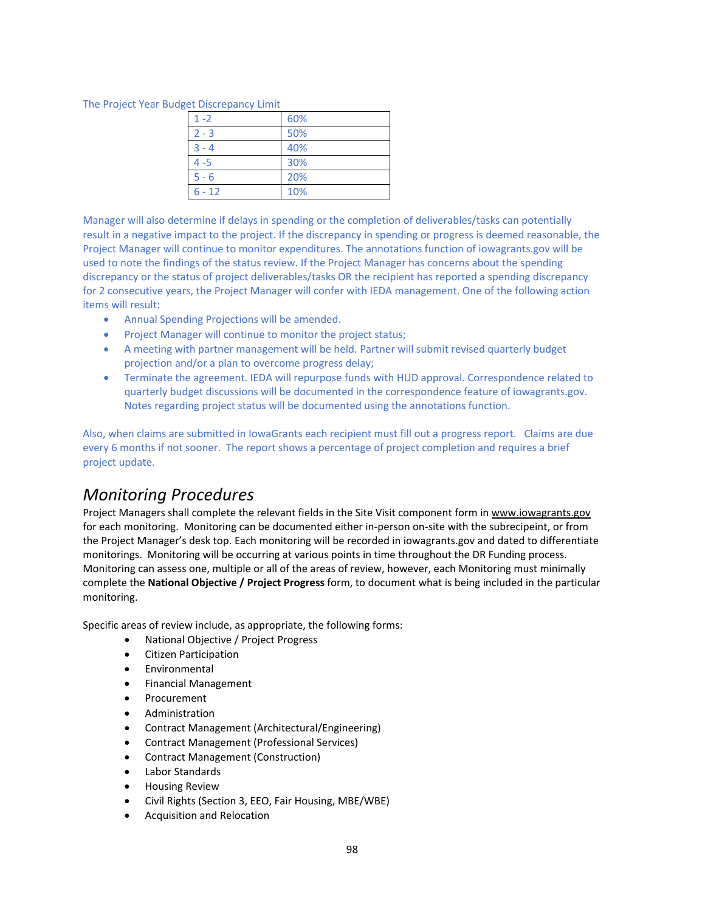The Project Year Budget Discrepancy Limit

| | |
|---|---|
| 1 -2 | 60% |
| 2 - 3 | 50% |
| 3 - 4 | 40% |
| 4 -5 | 30% |
| 5 - 6 | 20% |
| 6 - 12 | 10% |

Manager will also determine if delays in spending or the completion of deliverables/tasks can potentially result in a negative impact to the project. If the discrepancy in spending or progress is deemed reasonable, the Project Manager will continue to monitor expenditures. The annotations function of iowagrants.gov will be used to note the findings of the status review. If the Project Manager has concerns about the spending discrepancy or the status of project deliverables/tasks OR the recipient has reported a spending discrepancy for 2 consecutive years, the Project Manager will confer with IEDA management. One of the following action items will result:

- Annual Spending Projections will be amended.
- Project Manager will continue to monitor the project status;
- A meeting with partner management will be held. Partner will submit revised quarterly budget projection and/or a plan to overcome progress delay;
- Terminate the agreement. IEDA will repurpose funds with HUD approval. Correspondence related to quarterly budget discussions will be documented in the correspondence feature of iowagrants.gov. Notes regarding project status will be documented using the annotations function.

Also, when claims are submitted in IowaGrants each recipient must fill out a progress report. Claims are due every 6 months if not sooner. The report shows a percentage of project completion and requires a brief project update.

## *Monitoring Procedures*

Project Managers shall complete the relevant fields in the Site Visit component form in www.iowagrants.gov for each monitoring. Monitoring can be documented either in-person on-site with the subrecipeint, or from the Project Manager's desk top. Each monitoring will be recorded in iowagrants.gov and dated to differentiate monitorings. Monitoring will be occurring at various points in time throughout the DR Funding process. Monitoring can assess one, multiple or all of the areas of review, however, each Monitoring must minimally complete the **National Objective / Project Progress** form, to document what is being included in the particular monitoring.

Specific areas of review include, as appropriate, the following forms:

- National Objective / Project Progress
- Citizen Participation
- Environmental
- Financial Management
- Procurement
- Administration
- Contract Management (Architectural/Engineering)
- Contract Management (Professional Services)
- Contract Management (Construction)
- Labor Standards
- Housing Review
- Civil Rights (Section 3, EEO, Fair Housing, MBE/WBE)
- Acquisition and Relocation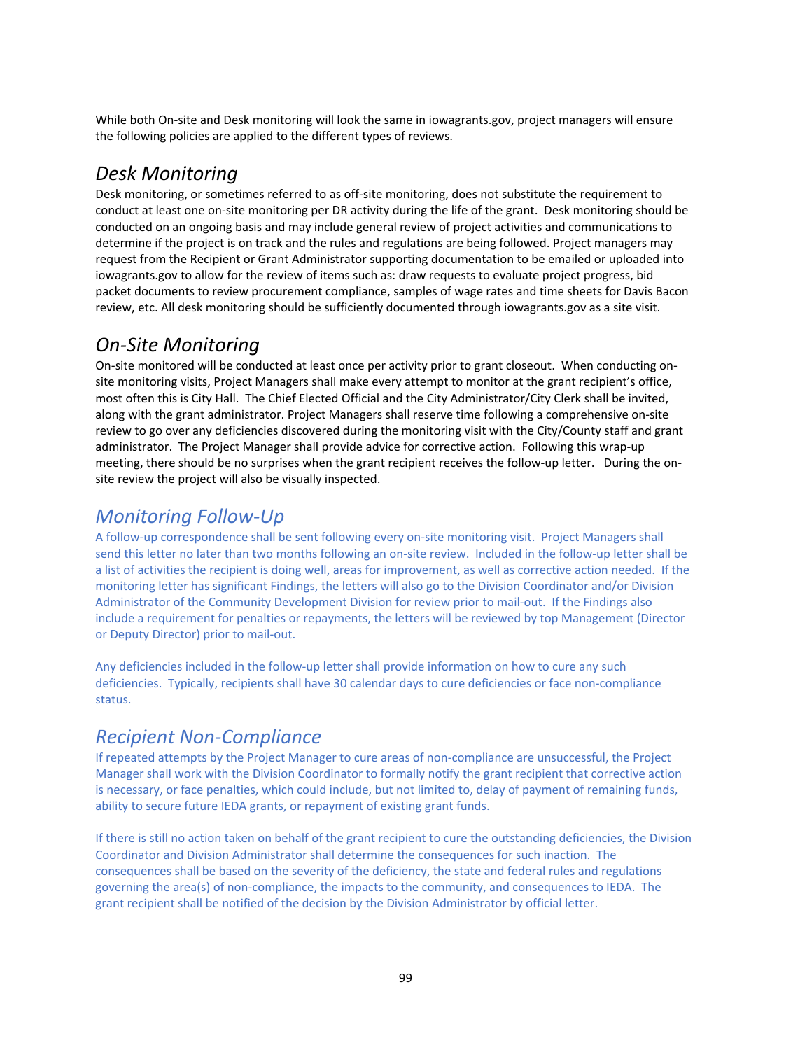While both On-site and Desk monitoring will look the same in iowagrants.gov, project managers will ensure the following policies are applied to the different types of reviews.

## *Desk Monitoring*

Desk monitoring, or sometimes referred to as off-site monitoring, does not substitute the requirement to conduct at least one on-site monitoring per DR activity during the life of the grant. Desk monitoring should be conducted on an ongoing basis and may include general review of project activities and communications to determine if the project is on track and the rules and regulations are being followed. Project managers may request from the Recipient or Grant Administrator supporting documentation to be emailed or uploaded into iowagrants.gov to allow for the review of items such as: draw requests to evaluate project progress, bid packet documents to review procurement compliance, samples of wage rates and time sheets for Davis Bacon review, etc. All desk monitoring should be sufficiently documented through iowagrants.gov as a site visit.

## *On-Site Monitoring*

On-site monitored will be conducted at least once per activity prior to grant closeout. When conducting on-site monitoring visits, Project Managers shall make every attempt to monitor at the grant recipient's office, most often this is City Hall. The Chief Elected Official and the City Administrator/City Clerk shall be invited, along with the grant administrator. Project Managers shall reserve time following a comprehensive on-site review to go over any deficiencies discovered during the monitoring visit with the City/County staff and grant administrator. The Project Manager shall provide advice for corrective action. Following this wrap-up meeting, there should be no surprises when the grant recipient receives the follow-up letter. During the on-site review the project will also be visually inspected.

## *Monitoring Follow-Up*

A follow-up correspondence shall be sent following every on-site monitoring visit. Project Managers shall send this letter no later than two months following an on-site review. Included in the follow-up letter shall be a list of activities the recipient is doing well, areas for improvement, as well as corrective action needed. If the monitoring letter has significant Findings, the letters will also go to the Division Coordinator and/or Division Administrator of the Community Development Division for review prior to mail-out. If the Findings also include a requirement for penalties or repayments, the letters will be reviewed by top Management (Director or Deputy Director) prior to mail-out.

Any deficiencies included in the follow-up letter shall provide information on how to cure any such deficiencies. Typically, recipients shall have 30 calendar days to cure deficiencies or face non-compliance status.

## *Recipient Non-Compliance*

If repeated attempts by the Project Manager to cure areas of non-compliance are unsuccessful, the Project Manager shall work with the Division Coordinator to formally notify the grant recipient that corrective action is necessary, or face penalties, which could include, but not limited to, delay of payment of remaining funds, ability to secure future IEDA grants, or repayment of existing grant funds.

If there is still no action taken on behalf of the grant recipient to cure the outstanding deficiencies, the Division Coordinator and Division Administrator shall determine the consequences for such inaction. The consequences shall be based on the severity of the deficiency, the state and federal rules and regulations governing the area(s) of non-compliance, the impacts to the community, and consequences to IEDA. The grant recipient shall be notified of the decision by the Division Administrator by official letter.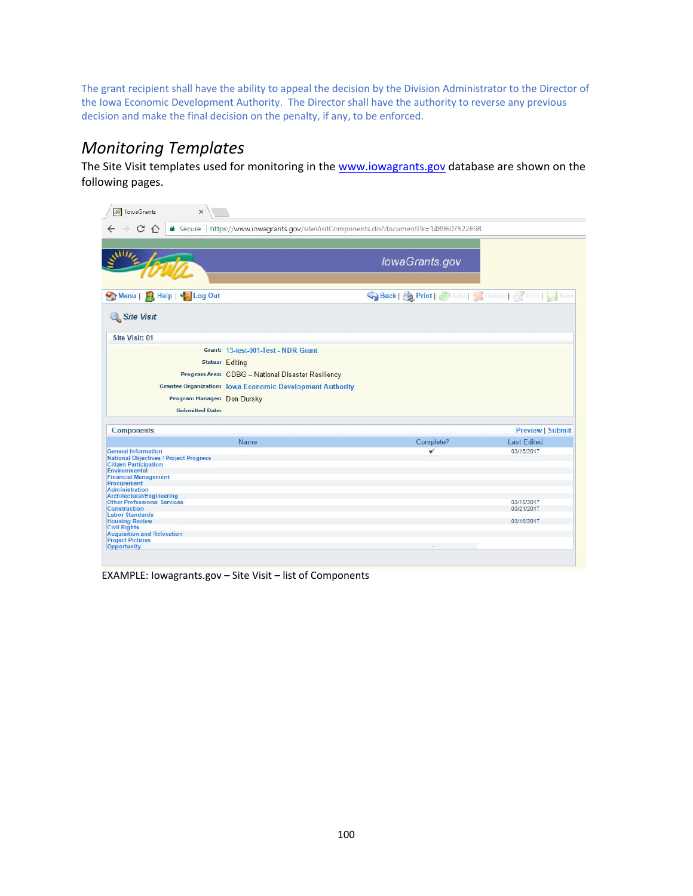The grant recipient shall have the ability to appeal the decision by the Division Administrator to the Director of the Iowa Economic Development Authority. The Director shall have the authority to reverse any previous decision and make the final decision on the penalty, if any, to be enforced.

## *Monitoring Templates*

The Site Visit templates used for monitoring in the www.iowagrants.gov database are shown on the following pages.

IowaGrants

https://www.iowagrants.gov/siteVisitComponents.do?documentPk=1489607522698

IowaGrants.gov

Menu | Help | Log Out

Back | Print | Add | Delete | Edit | Save

**Site Visit**

Site Visit: 01

| | |
|---|---|
| Grant: | 13-test-001-Test - NDR Grant |
| Status: | Editing |
| Program Area: | CDBG – National Disaster Resiliency |
| Grantee Organization: | Iowa Economic Development Authority |
| Program Manager: | Don Dursky |
| Submitted Date: | |

Components — Preview | Submit

| Name | Complete? | Last Edited |
|---|---|---|
| General Information | ✔ | 03/15/2017 |
| National Objectives / Project Progress | | |
| Citizen Participation | | |
| Environmental | | |
| Financial Management | | |
| Procurement | | |
| Administration | | |
| Architectural/Engineering | | |
| Other Professional Services | | 03/15/2017 |
| Construction | | 03/21/2017 |
| Labor Standards | | |
| Housing Review | | 03/16/2017 |
| Civil Rights | | |
| Acquisition and Relocation | | |
| Project Pictures | | |
| Opportunity | | |

EXAMPLE: Iowagrants.gov – Site Visit – list of Components